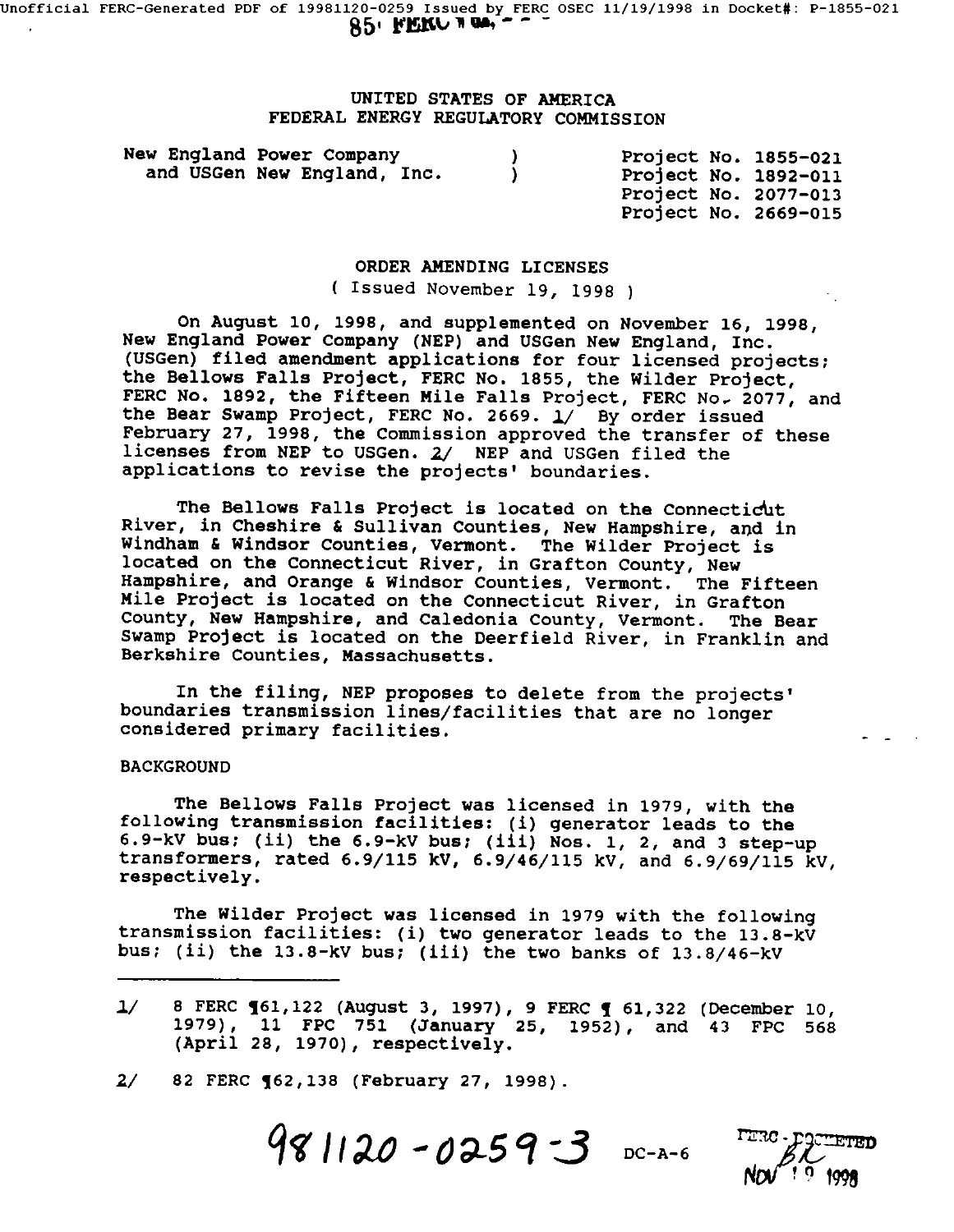UNITED STATES OF AMERICA
FEDERAL ENERGY REGULATORY COMMISSION

New England Power Company and USGen New England, Inc. ) Project No. 1855-021
Project No. 1892-011
Project No. 2077-013
Project No. 2669-015

ORDER AMENDING LICENSES

( Issued November 19, 1998 )

On August 10, 1998, and supplemented on November 16, 1998, New England Power Company (NEP) and USGen New England, Inc. (USGen) filed amendment applications for four licensed projects; the Bellows Falls Project, FERC No. 1855, the Wilder Project, FERC No. 1892, the Fifteen Mile Falls Project, FERC No. 2077, and the Bear Swamp Project, FERC No. 2669. 1/ By order issued February 27, 1998, the Commission approved the transfer of these licenses from NEP to USGen. 2/ NEP and USGen filed the applications to revise the projects' boundaries.

The Bellows Falls Project is located on the Connecticut River, in Cheshire & Sullivan Counties, New Hampshire, and in Windham & Windsor Counties, Vermont. The Wilder Project is located on the Connecticut River, in Grafton County, New Hampshire, and Orange & Windsor Counties, Vermont. The Fifteen Mile Project is located on the Connecticut River, in Grafton County, New Hampshire, and Caledonia County, Vermont. The Bear Swamp Project is located on the Deerfield River, in Franklin and Berkshire Counties, Massachusetts.

In the filing, NEP proposes to delete from the projects' boundaries transmission lines/facilities that are no longer considered primary facilities.

BACKGROUND

The Bellows Falls Project was licensed in 1979, with the following transmission facilities: (i) generator leads to the 6.9-kV bus; (ii) the 6.9-kV bus; (iii) Nos. 1, 2, and 3 step-up transformers, rated 6.9/115 kV, 6.9/46/115 kV, and 6.9/69/115 kV, respectively.

The Wilder Project was licensed in 1979 with the following transmission facilities: (i) two generator leads to the 13.8-kV bus; (ii) the 13.8-kV bus; (iii) the two banks of 13.8/46-kV

---

1/ 8 FERC ¶61,122 (August 3, 1997), 9 FERC ¶ 61,322 (December 10, 1979), 11 FPC 751 (January 25, 1952), and 43 FPC 568 (April 28, 1970), respectively.

2/ 82 FERC ¶62,138 (February 27, 1998).

981120-0259-3 DC-A-6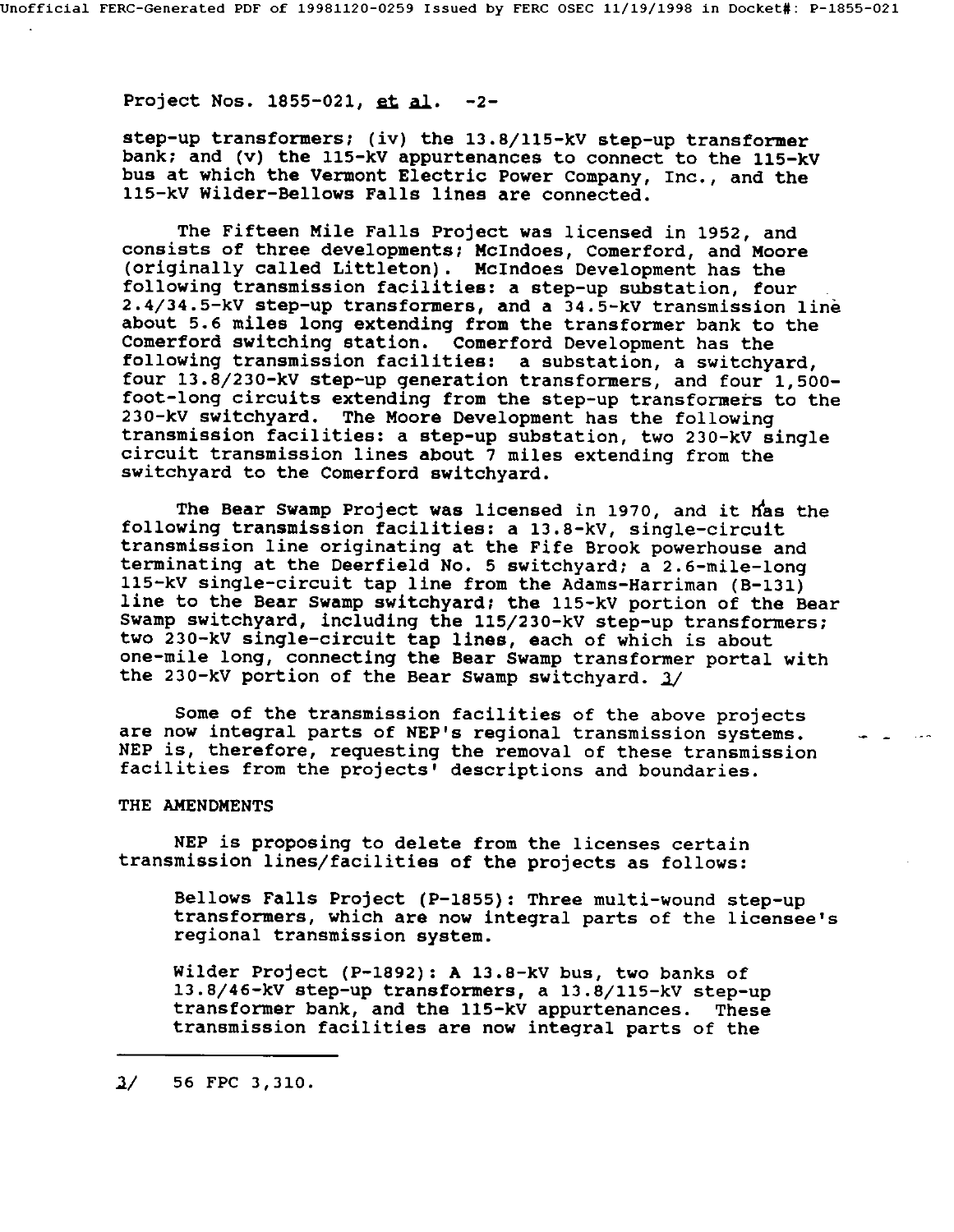step-up transformers; (iv) the 13.8/115-kV step-up transformer bank; and (v) the 115-kV appurtenances to connect to the 115-kV bus at which the Vermont Electric Power Company, Inc., and the 115-kV Wilder-Bellows Falls lines are connected.

The Fifteen Mile Falls Project was licensed in 1952, and consists of three developments; McIndoes, Comerford, and Moore (originally called Littleton). McIndoes Development has the following transmission facilities: a step-up substation, four 2.4/34.5-kV step-up transformers, and a 34.5-kV transmission line about 5.6 miles long extending from the transformer bank to the Comerford switching station. Comerford Development has the following transmission facilities: a substation, a switchyard, four 13.8/230-kV step-up generation transformers, and four 1,500-foot-long circuits extending from the step-up transformers to the 230-kV switchyard. The Moore Development has the following transmission facilities: a step-up substation, two 230-kV single circuit transmission lines about 7 miles extending from the switchyard to the Comerford switchyard.

The Bear Swamp Project was licensed in 1970, and it has the following transmission facilities: a 13.8-kV, single-circuit transmission line originating at the Fife Brook powerhouse and terminating at the Deerfield No. 5 switchyard; a 2.6-mile-long 115-kV single-circuit tap line from the Adams-Harriman (B-131) line to the Bear Swamp switchyard; the 115-kV portion of the Bear Swamp switchyard, including the 115/230-kV step-up transformers; two 230-kV single-circuit tap lines, each of which is about one-mile long, connecting the Bear Swamp transformer portal with the 230-kV portion of the Bear Swamp switchyard. 3/

Some of the transmission facilities of the above projects are now integral parts of NEP's regional transmission systems. NEP is, therefore, requesting the removal of these transmission facilities from the projects' descriptions and boundaries.

## THE AMENDMENTS

NEP is proposing to delete from the licenses certain transmission lines/facilities of the projects as follows:

> Bellows Falls Project (P-1855): Three multi-wound step-up transformers, which are now integral parts of the licensee's regional transmission system.
>
> Wilder Project (P-1892): A 13.8-kV bus, two banks of 13.8/46-kV step-up transformers, a 13.8/115-kV step-up transformer bank, and the 115-kV appurtenances. These transmission facilities are now integral parts of the

---

3/ 56 FPC 3,310.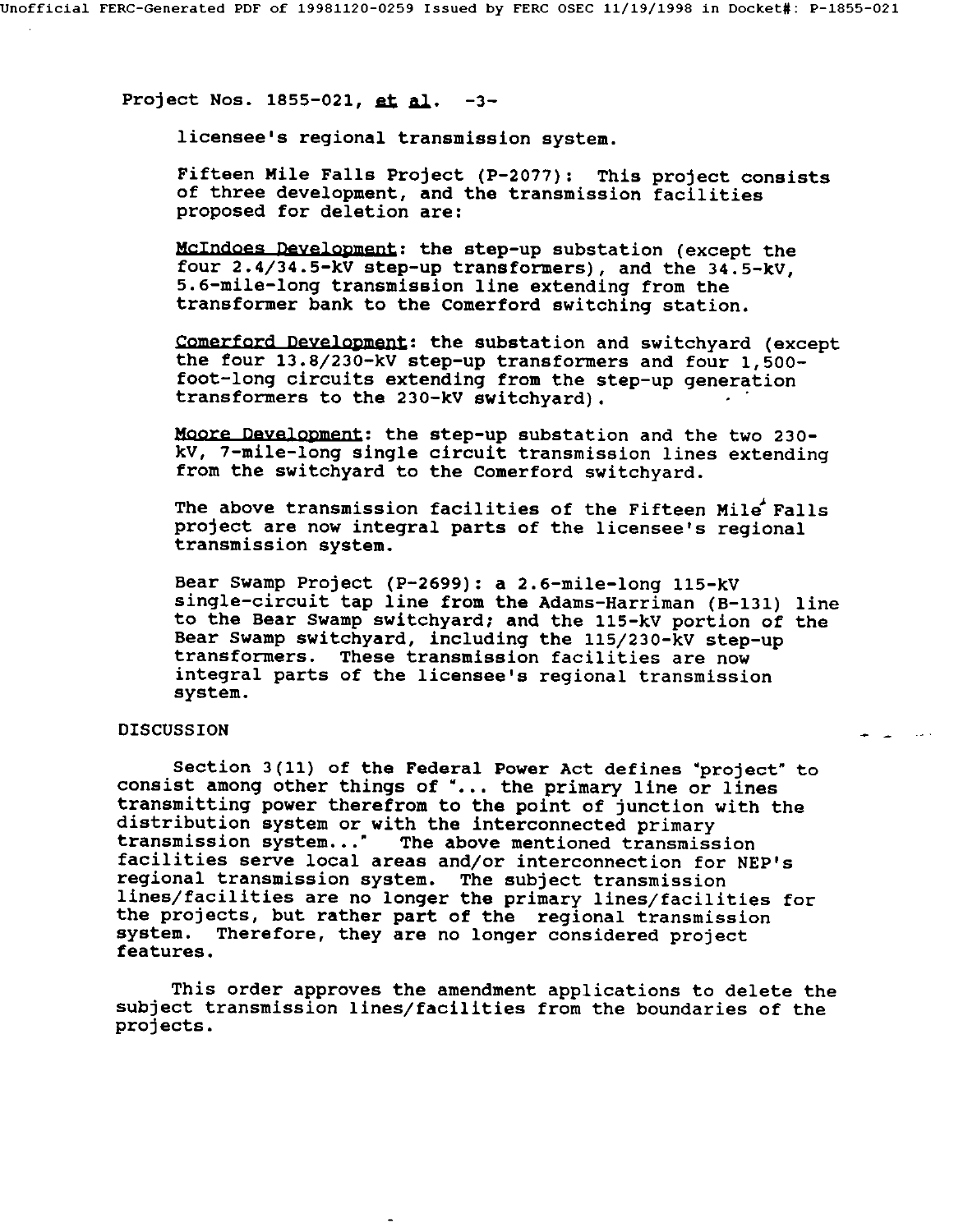licensee's regional transmission system.

Fifteen Mile Falls Project (P-2077): This project consists of three development, and the transmission facilities proposed for deletion are:

McIndoes Development: the step-up substation (except the four 2.4/34.5-kV step-up transformers), and the 34.5-kV, 5.6-mile-long transmission line extending from the transformer bank to the Comerford switching station.

Comerford Development: the substation and switchyard (except the four 13.8/230-kV step-up transformers and four 1,500-foot-long circuits extending from the step-up generation transformers to the 230-kV switchyard).

Moore Development: the step-up substation and the two 230-kV, 7-mile-long single circuit transmission lines extending from the switchyard to the Comerford switchyard.

The above transmission facilities of the Fifteen Mile Falls project are now integral parts of the licensee's regional transmission system.

Bear Swamp Project (P-2699): a 2.6-mile-long 115-kV single-circuit tap line from the Adams-Harriman (B-131) line to the Bear Swamp switchyard; and the 115-kV portion of the Bear Swamp switchyard, including the 115/230-kV step-up transformers. These transmission facilities are now integral parts of the licensee's regional transmission system.

DISCUSSION

Section 3(11) of the Federal Power Act defines "project" to consist among other things of "... the primary line or lines transmitting power therefrom to the point of junction with the distribution system or with the interconnected primary transmission system..." The above mentioned transmission facilities serve local areas and/or interconnection for NEP's regional transmission system. The subject transmission lines/facilities are no longer the primary lines/facilities for the projects, but rather part of the regional transmission system. Therefore, they are no longer considered project features.

This order approves the amendment applications to delete the subject transmission lines/facilities from the boundaries of the projects.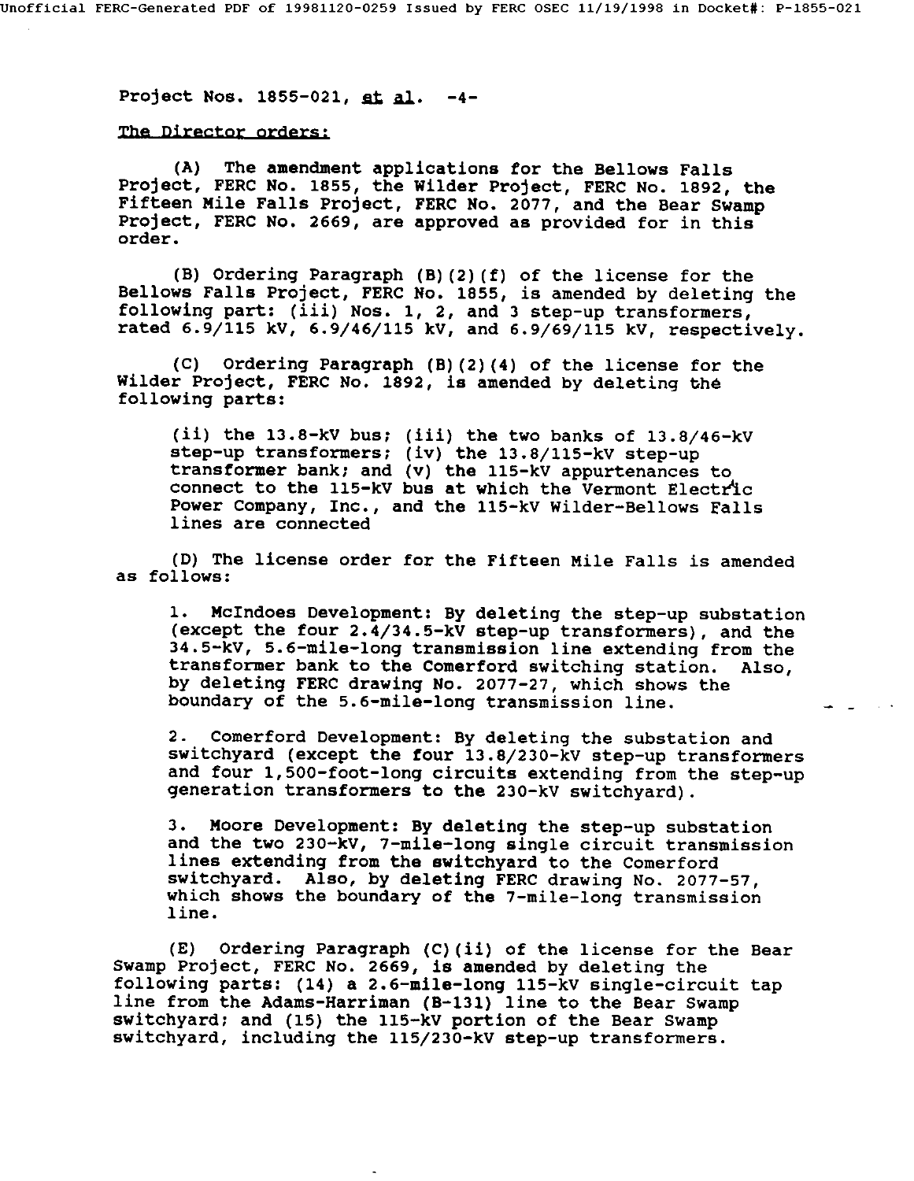Project Nos. 1855-021, et al.

The Director orders:

(A) The amendment applications for the Bellows Falls Project, FERC No. 1855, the Wilder Project, FERC No. 1892, the Fifteen Mile Falls Project, FERC No. 2077, and the Bear Swamp Project, FERC No. 2669, are approved as provided for in this order.

(B) Ordering Paragraph (B)(2)(f) of the license for the Bellows Falls Project, FERC No. 1855, is amended by deleting the following part: (iii) Nos. 1, 2, and 3 step-up transformers, rated 6.9/115 kV, 6.9/46/115 kV, and 6.9/69/115 kV, respectively.

(C) Ordering Paragraph (B)(2)(4) of the license for the Wilder Project, FERC No. 1892, is amended by deleting the following parts:

> (ii) the 13.8-kV bus; (iii) the two banks of 13.8/46-kV step-up transformers; (iv) the 13.8/115-kV step-up transformer bank; and (v) the 115-kV appurtenances to connect to the 115-kV bus at which the Vermont Electric Power Company, Inc., and the 115-kV Wilder-Bellows Falls lines are connected

(D) The license order for the Fifteen Mile Falls is amended as follows:

1. McIndoes Development: By deleting the step-up substation (except the four 2.4/34.5-kV step-up transformers), and the 34.5-kV, 5.6-mile-long transmission line extending from the transformer bank to the Comerford switching station. Also, by deleting FERC drawing No. 2077-27, which shows the boundary of the 5.6-mile-long transmission line.

2. Comerford Development: By deleting the substation and switchyard (except the four 13.8/230-kV step-up transformers and four 1,500-foot-long circuits extending from the step-up generation transformers to the 230-kV switchyard).

3. Moore Development: By deleting the step-up substation and the two 230-kV, 7-mile-long single circuit transmission lines extending from the switchyard to the Comerford switchyard. Also, by deleting FERC drawing No. 2077-57, which shows the boundary of the 7-mile-long transmission line.

(E) Ordering Paragraph (C)(ii) of the license for the Bear Swamp Project, FERC No. 2669, is amended by deleting the following parts: (14) a 2.6-mile-long 115-kV single-circuit tap line from the Adams-Harriman (B-131) line to the Bear Swamp switchyard; and (15) the 115-kV portion of the Bear Swamp switchyard, including the 115/230-kV step-up transformers.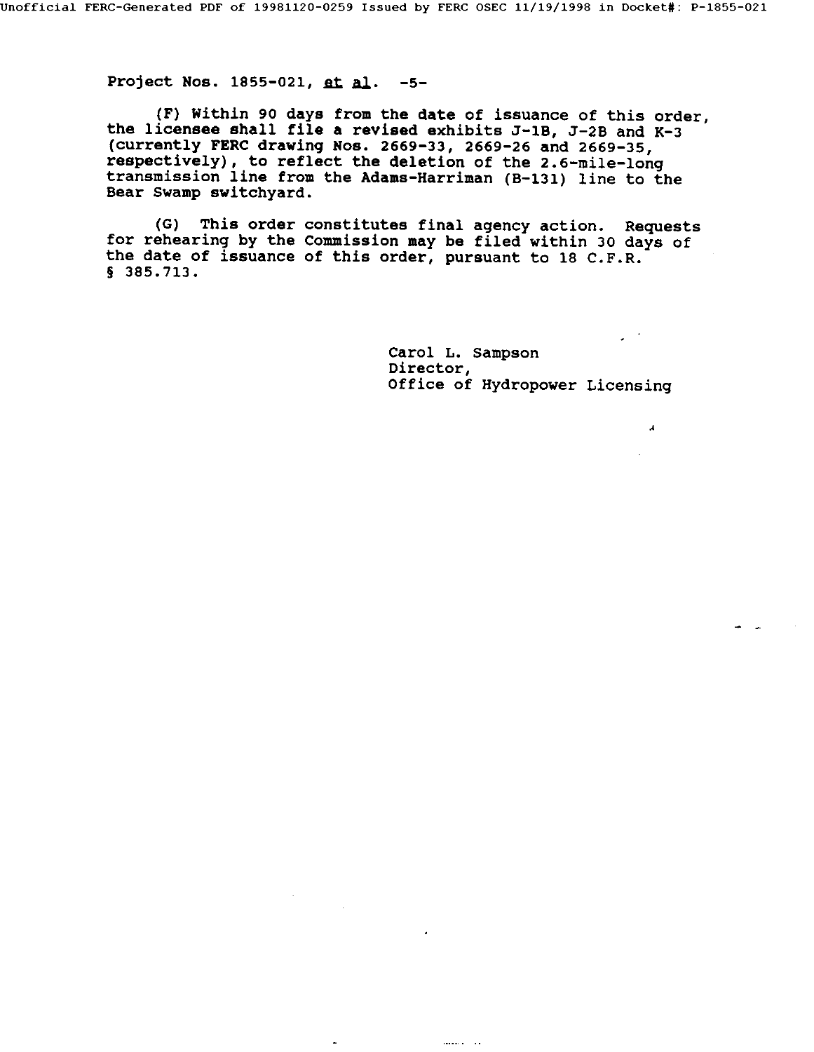(F) Within 90 days from the date of issuance of this order, the licensee shall file a revised exhibits J-1B, J-2B and K-3 (currently FERC drawing Nos. 2669-33, 2669-26 and 2669-35, respectively), to reflect the deletion of the 2.6-mile-long transmission line from the Adams-Harriman (B-131) line to the Bear Swamp switchyard.

(G) This order constitutes final agency action. Requests for rehearing by the Commission may be filed within 30 days of the date of issuance of this order, pursuant to 18 C.F.R. § 385.713.

Carol L. Sampson
Director,
Office of Hydropower Licensing